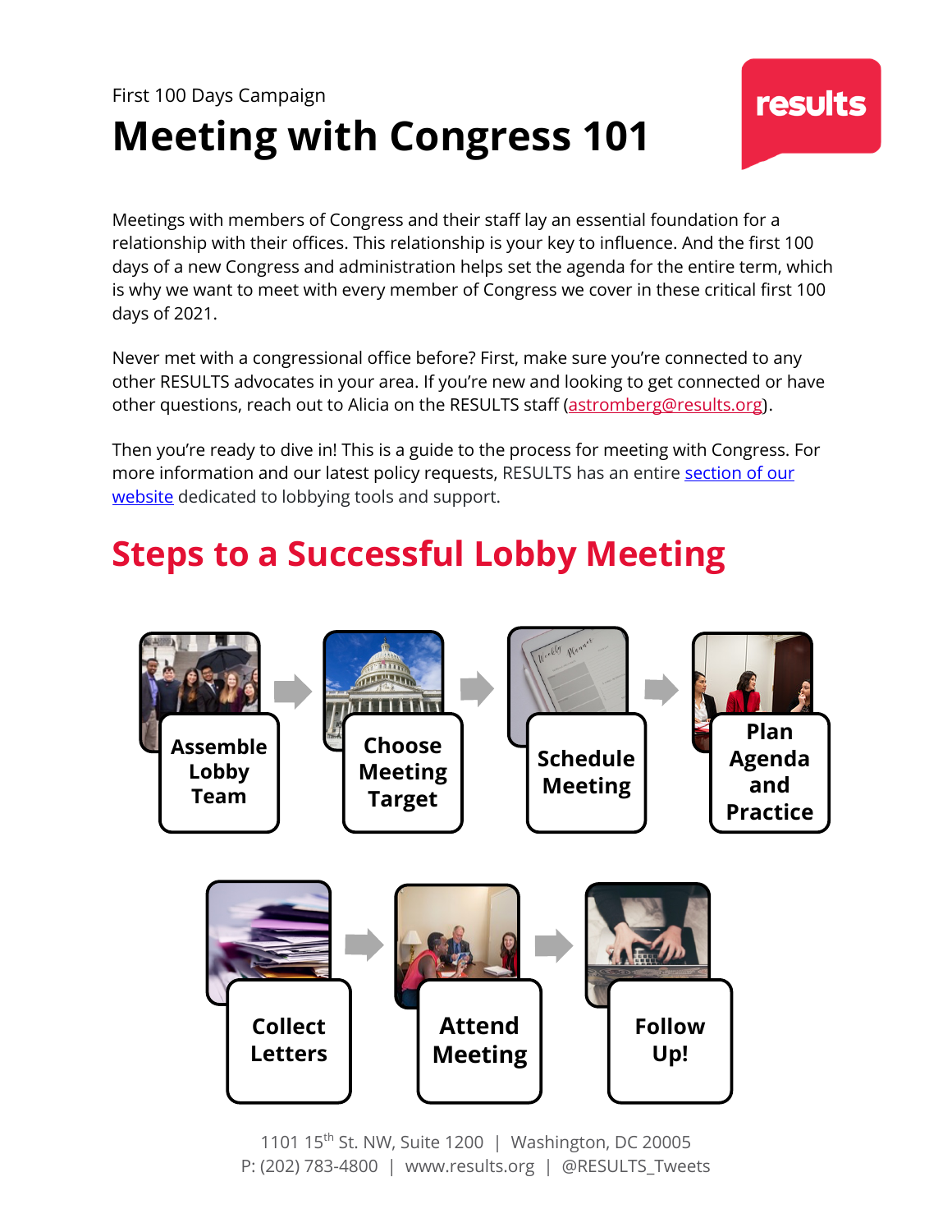First 100 Days Campaign

# Meeting with Congress 101

results

Meetings with members of Congress and their staff lay an essential foundation for a relationship with their offices. This relationship is your key to influence. And the first 100 days of a new Congress and administration helps set the agenda for the entire term, which is why we want to meet with every member of Congress we cover in these critical first 100 days of 2021.

Never met with a congressional office before? First, make sure you're connected to any other RESULTS advocates in your area. If you're new and looking to get connected or have other questions, reach out to Alicia on the RESULTS staff (astromberg@results.org).

Then you're ready to dive in! This is a guide to the process for meeting with Congress. For more information and our latest policy requests, RESULTS has an entire section of our website dedicated to lobbying tools and support.

## Steps to a Successful Lobby Meeting

1. Assemble Lobby Team
2. Choose Meeting Target
3. Schedule Meeting
4. Plan Agenda and Practice
5. Collect Letters
6. Attend Meeting
7. Follow Up!

1101 15th St. NW, Suite 1200 | Washington, DC 20005
P: (202) 783-4800 | www.results.org | @RESULTS_Tweets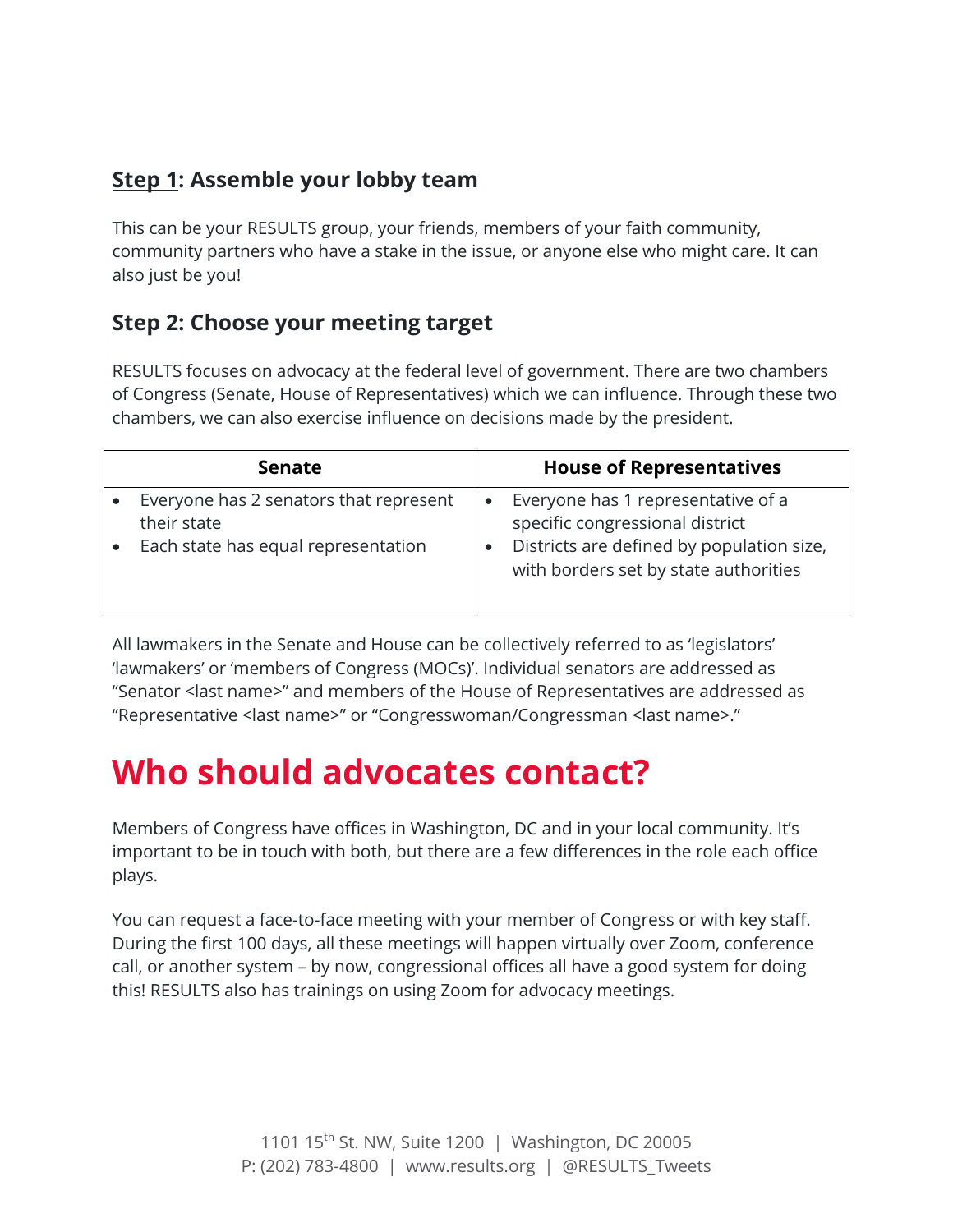## Step 1: Assemble your lobby team

This can be your RESULTS group, your friends, members of your faith community, community partners who have a stake in the issue, or anyone else who might care. It can also just be you!

## Step 2: Choose your meeting target

RESULTS focuses on advocacy at the federal level of government. There are two chambers of Congress (Senate, House of Representatives) which we can influence. Through these two chambers, we can also exercise influence on decisions made by the president.

| Senate | House of Representatives |
| --- | --- |
| • Everyone has 2 senators that represent their state<br>• Each state has equal representation | • Everyone has 1 representative of a specific congressional district<br>• Districts are defined by population size, with borders set by state authorities |

All lawmakers in the Senate and House can be collectively referred to as 'legislators' 'lawmakers' or 'members of Congress (MOCs)'. Individual senators are addressed as "Senator <last name>" and members of the House of Representatives are addressed as "Representative <last name>" or "Congresswoman/Congressman <last name>."

# Who should advocates contact?

Members of Congress have offices in Washington, DC and in your local community. It's important to be in touch with both, but there are a few differences in the role each office plays.

You can request a face-to-face meeting with your member of Congress or with key staff. During the first 100 days, all these meetings will happen virtually over Zoom, conference call, or another system – by now, congressional offices all have a good system for doing this! RESULTS also has trainings on using Zoom for advocacy meetings.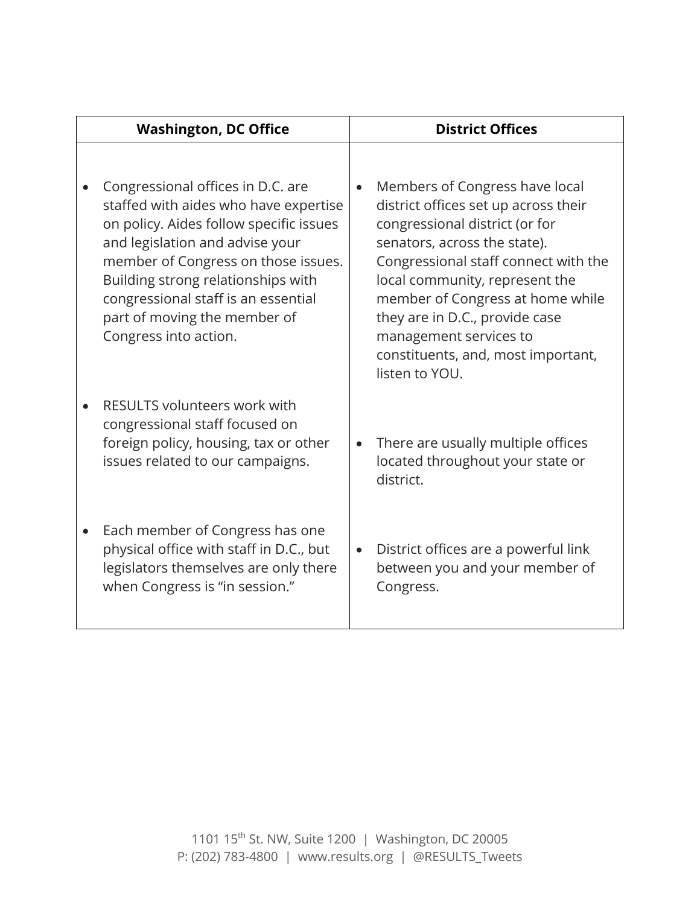| Washington, DC Office | District Offices |
| --- | --- |
| • Congressional offices in D.C. are staffed with aides who have expertise on policy. Aides follow specific issues and legislation and advise your member of Congress on those issues. Building strong relationships with congressional staff is an essential part of moving the member of Congress into action. | • Members of Congress have local district offices set up across their congressional district (or for senators, across the state). Congressional staff connect with the local community, represent the member of Congress at home while they are in D.C., provide case management services to constituents, and, most important, listen to YOU. |
| • RESULTS volunteers work with congressional staff focused on foreign policy, housing, tax or other issues related to our campaigns. | • There are usually multiple offices located throughout your state or district. |
| • Each member of Congress has one physical office with staff in D.C., but legislators themselves are only there when Congress is "in session." | • District offices are a powerful link between you and your member of Congress. |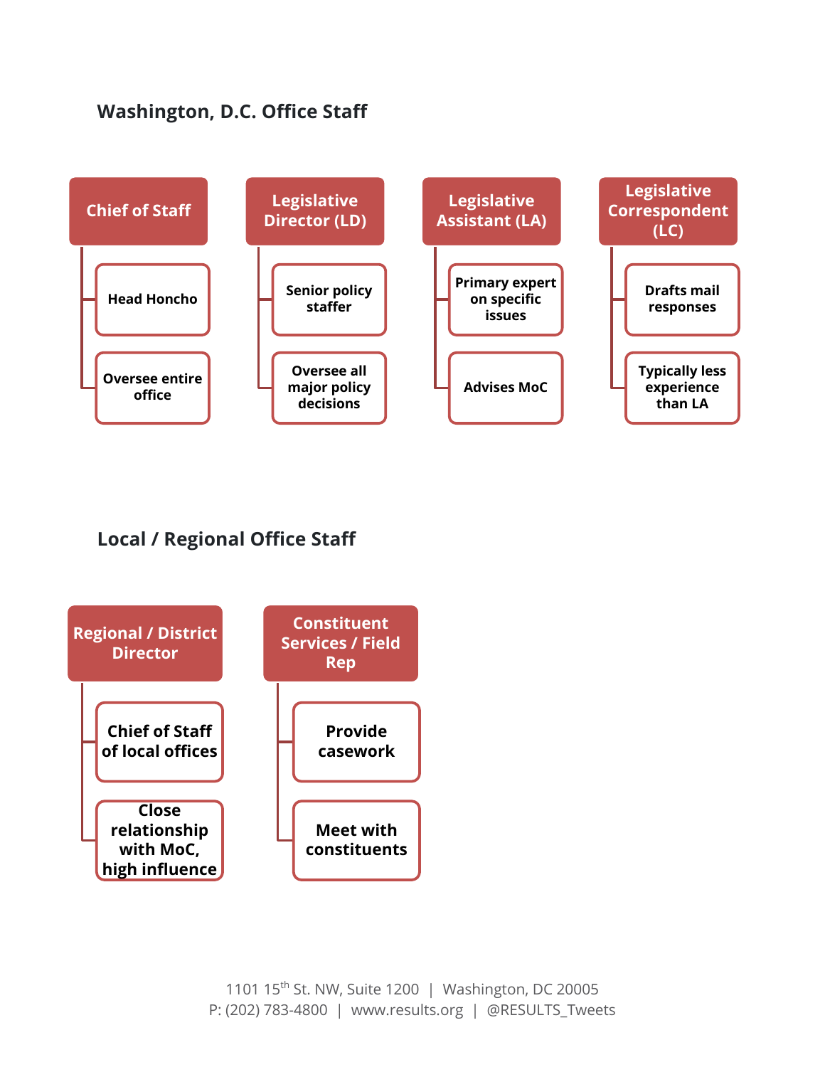## Washington, D.C. Office Staff

**Chief of Staff**
- Head Honcho
- Oversee entire office

**Legislative Director (LD)**
- Senior policy staffer
- Oversee all major policy decisions

**Legislative Assistant (LA)**
- Primary expert on specific issues
- Advises MoC

**Legislative Correspondent (LC)**
- Drafts mail responses
- Typically less experience than LA

## Local / Regional Office Staff

**Regional / District Director**
- Chief of Staff of local offices
- Close relationship with MoC, high influence

**Constituent Services / Field Rep**
- Provide casework
- Meet with constituents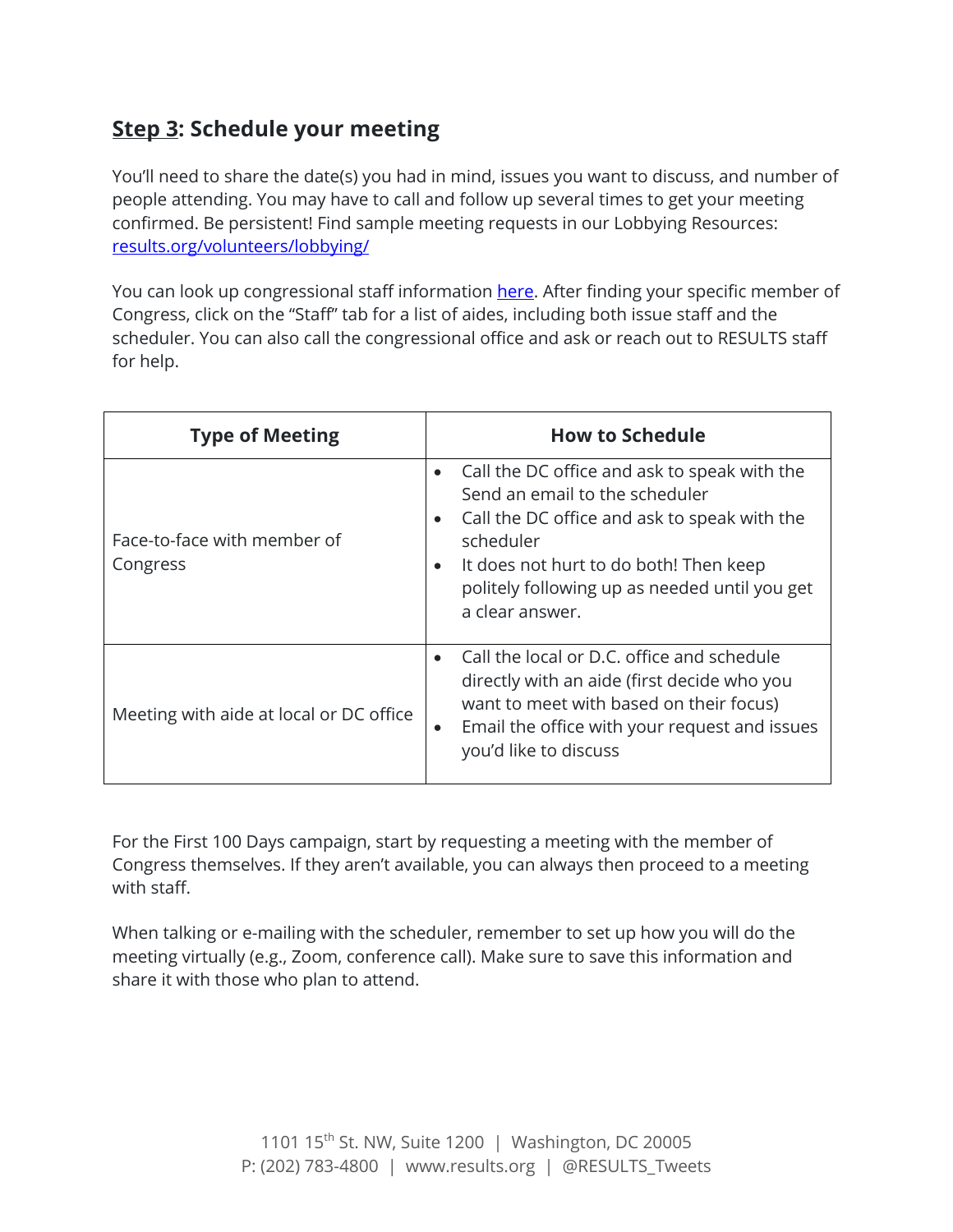## **Step 3**: Schedule your meeting

You'll need to share the date(s) you had in mind, issues you want to discuss, and number of people attending. You may have to call and follow up several times to get your meeting confirmed. Be persistent! Find sample meeting requests in our Lobbying Resources: [results.org/volunteers/lobbying/](results.org/volunteers/lobbying/)

You can look up congressional staff information [here](). After finding your specific member of Congress, click on the "Staff" tab for a list of aides, including both issue staff and the scheduler. You can also call the congressional office and ask or reach out to RESULTS staff for help.

| Type of Meeting | How to Schedule |
|---|---|
| Face-to-face with member of Congress | • Call the DC office and ask to speak with the Send an email to the scheduler<br>• Call the DC office and ask to speak with the scheduler<br>• It does not hurt to do both! Then keep politely following up as needed until you get a clear answer. |
| Meeting with aide at local or DC office | • Call the local or D.C. office and schedule directly with an aide (first decide who you want to meet with based on their focus)<br>• Email the office with your request and issues you'd like to discuss |

For the First 100 Days campaign, start by requesting a meeting with the member of Congress themselves. If they aren't available, you can always then proceed to a meeting with staff.

When talking or e-mailing with the scheduler, remember to set up how you will do the meeting virtually (e.g., Zoom, conference call). Make sure to save this information and share it with those who plan to attend.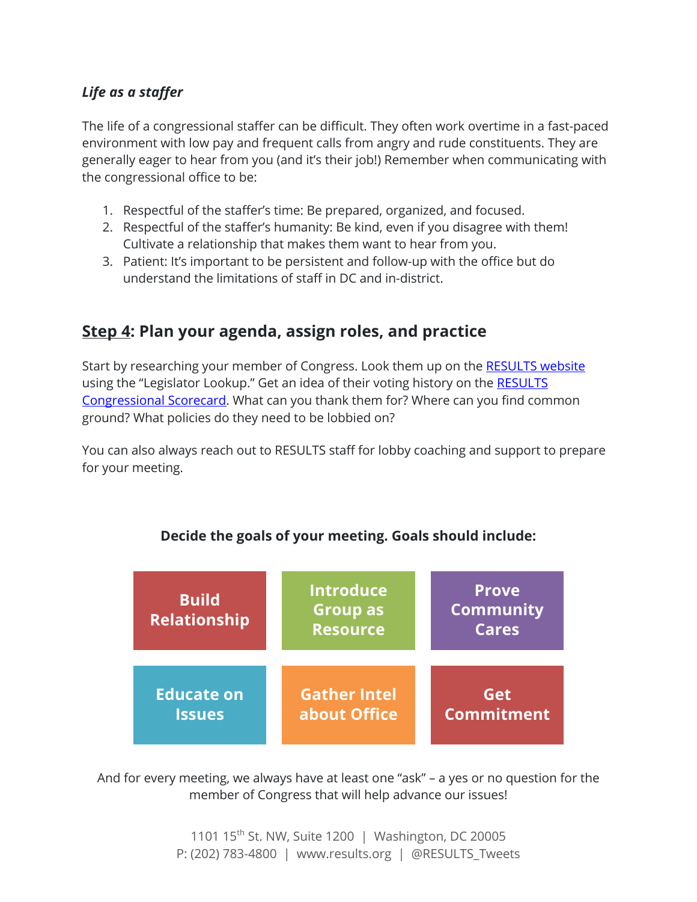***Life as a staffer***

The life of a congressional staffer can be difficult. They often work overtime in a fast-paced environment with low pay and frequent calls from angry and rude constituents. They are generally eager to hear from you (and it's their job!) Remember when communicating with the congressional office to be:

1. Respectful of the staffer's time: Be prepared, organized, and focused.
2. Respectful of the staffer's humanity: Be kind, even if you disagree with them! Cultivate a relationship that makes them want to hear from you.
3. Patient: It's important to be persistent and follow-up with the office but do understand the limitations of staff in DC and in-district.

## Step 4: Plan your agenda, assign roles, and practice

Start by researching your member of Congress. Look them up on the RESULTS website using the "Legislator Lookup." Get an idea of their voting history on the RESULTS Congressional Scorecard. What can you thank them for? Where can you find common ground? What policies do they need to be lobbied on?

You can also always reach out to RESULTS staff for lobby coaching and support to prepare for your meeting.

**Decide the goals of your meeting. Goals should include:**

| | | |
|---|---|---|
| **Build Relationship** | **Introduce Group as Resource** | **Prove Community Cares** |
| **Educate on Issues** | **Gather Intel about Office** | **Get Commitment** |

And for every meeting, we always have at least one "ask" – a yes or no question for the member of Congress that will help advance our issues!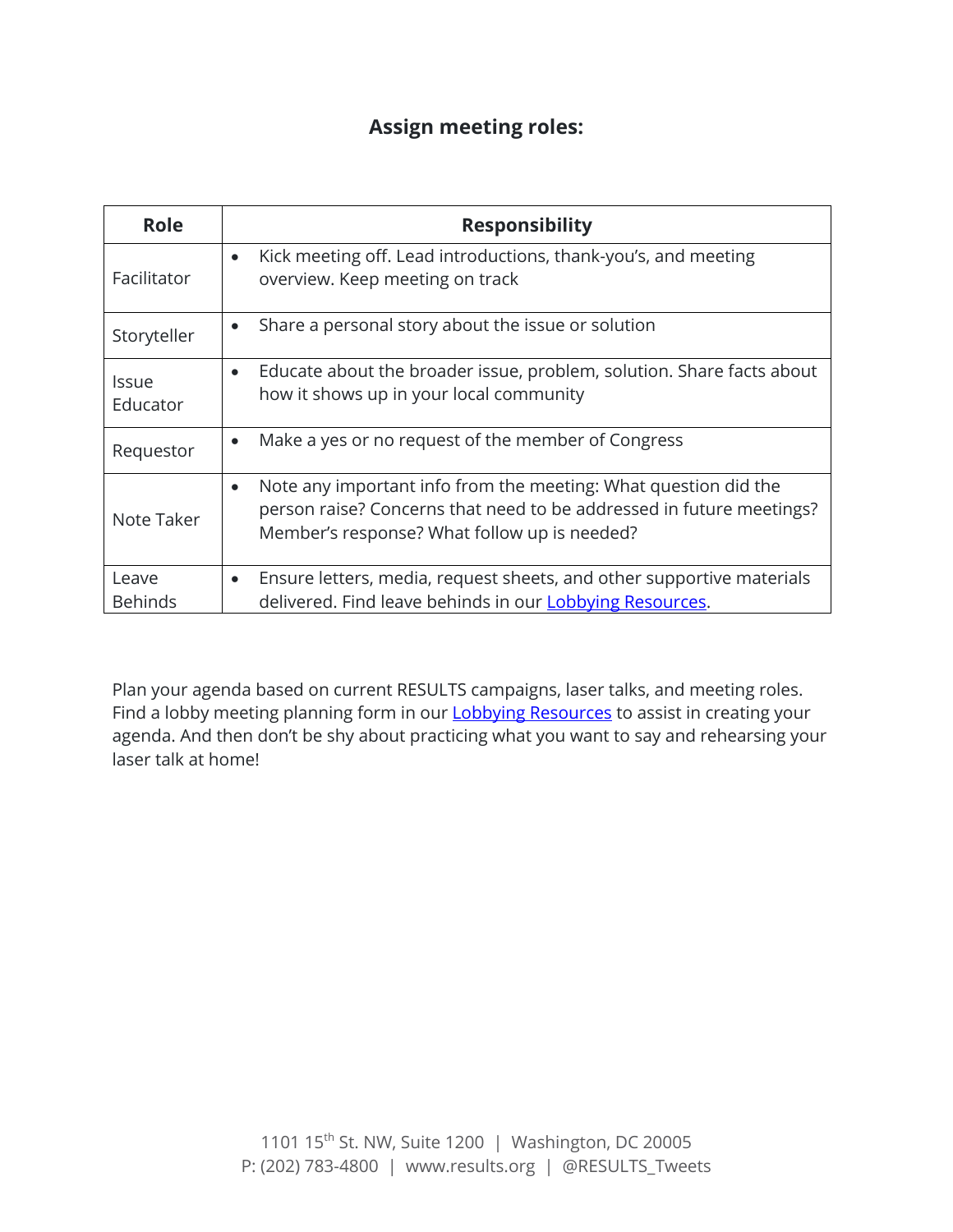### Assign meeting roles:

| Role | Responsibility |
| --- | --- |
| Facilitator | • Kick meeting off. Lead introductions, thank-you's, and meeting overview. Keep meeting on track |
| Storyteller | • Share a personal story about the issue or solution |
| Issue Educator | • Educate about the broader issue, problem, solution. Share facts about how it shows up in your local community |
| Requestor | • Make a yes or no request of the member of Congress |
| Note Taker | • Note any important info from the meeting: What question did the person raise? Concerns that need to be addressed in future meetings? Member's response? What follow up is needed? |
| Leave Behinds | • Ensure letters, media, request sheets, and other supportive materials delivered. Find leave behinds in our Lobbying Resources. |

Plan your agenda based on current RESULTS campaigns, laser talks, and meeting roles. Find a lobby meeting planning form in our Lobbying Resources to assist in creating your agenda. And then don't be shy about practicing what you want to say and rehearsing your laser talk at home!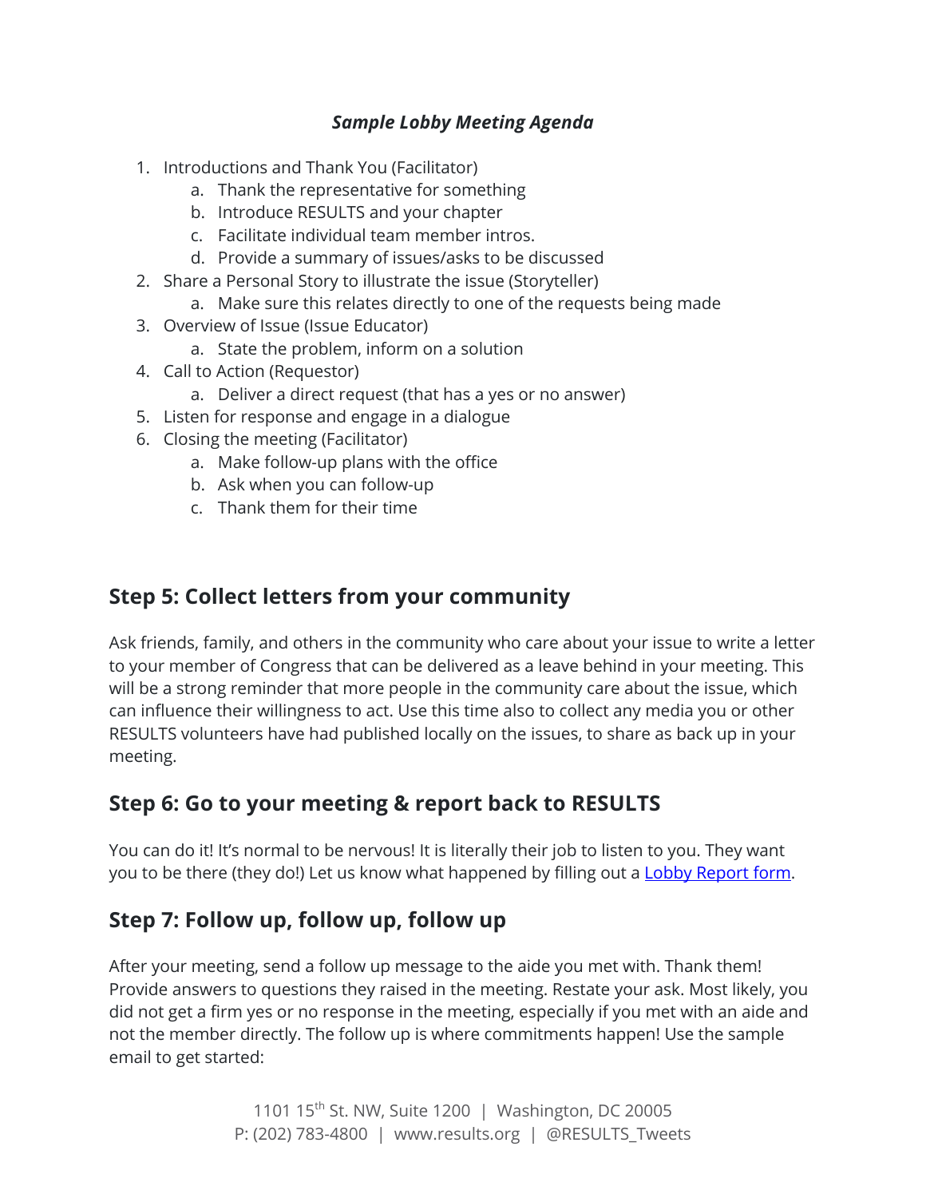***Sample Lobby Meeting Agenda***

1. Introductions and Thank You (Facilitator)
    a. Thank the representative for something
    b. Introduce RESULTS and your chapter
    c. Facilitate individual team member intros.
    d. Provide a summary of issues/asks to be discussed
2. Share a Personal Story to illustrate the issue (Storyteller)
    a. Make sure this relates directly to one of the requests being made
3. Overview of Issue (Issue Educator)
    a. State the problem, inform on a solution
4. Call to Action (Requestor)
    a. Deliver a direct request (that has a yes or no answer)
5. Listen for response and engage in a dialogue
6. Closing the meeting (Facilitator)
    a. Make follow-up plans with the office
    b. Ask when you can follow-up
    c. Thank them for their time

## Step 5: Collect letters from your community

Ask friends, family, and others in the community who care about your issue to write a letter to your member of Congress that can be delivered as a leave behind in your meeting. This will be a strong reminder that more people in the community care about the issue, which can influence their willingness to act. Use this time also to collect any media you or other RESULTS volunteers have had published locally on the issues, to share as back up in your meeting.

## Step 6: Go to your meeting & report back to RESULTS

You can do it! It's normal to be nervous! It is literally their job to listen to you. They want you to be there (they do!) Let us know what happened by filling out a Lobby Report form.

## Step 7: Follow up, follow up, follow up

After your meeting, send a follow up message to the aide you met with. Thank them! Provide answers to questions they raised in the meeting. Restate your ask. Most likely, you did not get a firm yes or no response in the meeting, especially if you met with an aide and not the member directly. The follow up is where commitments happen! Use the sample email to get started: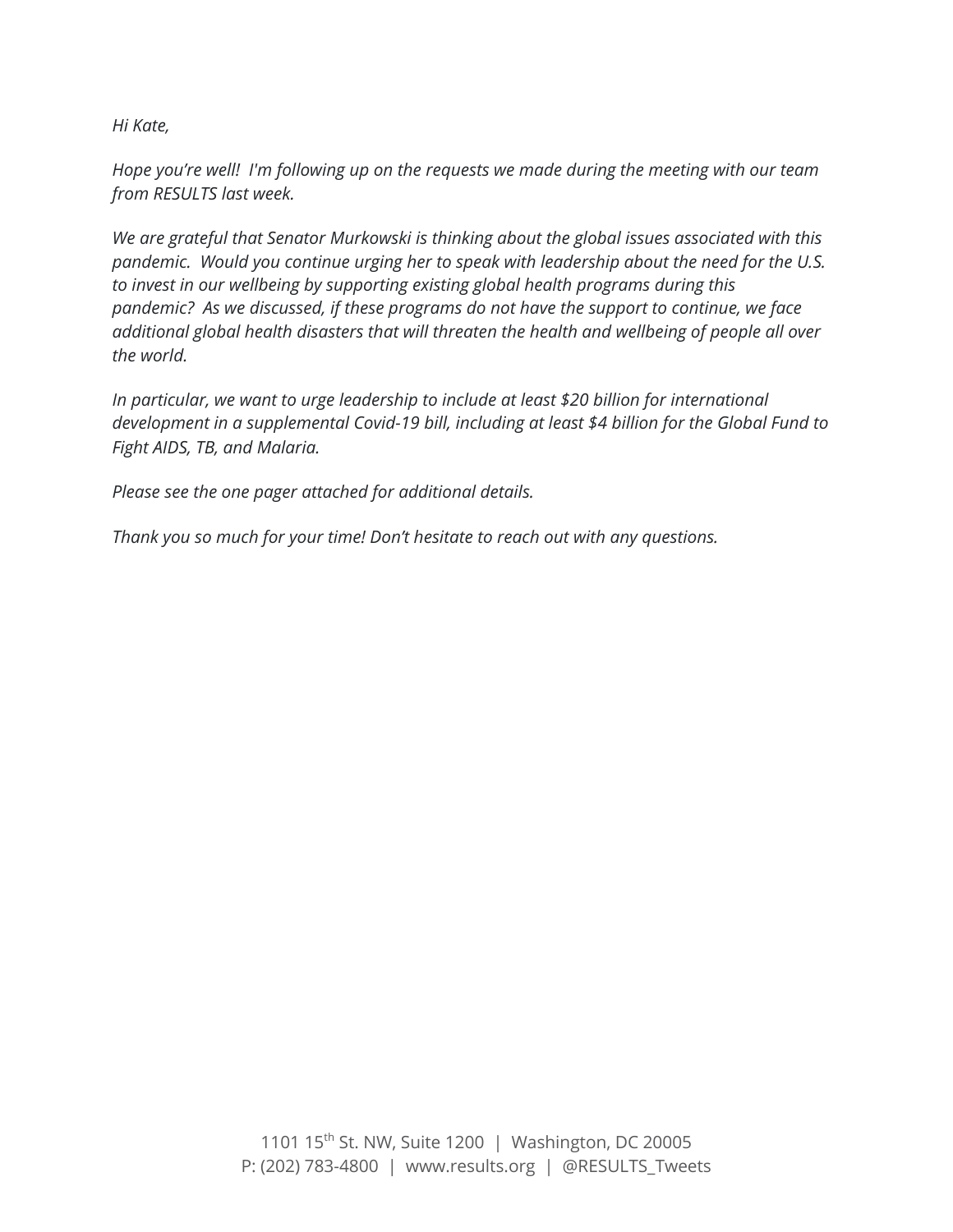*Hi Kate,*

*Hope you're well! I'm following up on the requests we made during the meeting with our team from RESULTS last week.*

*We are grateful that Senator Murkowski is thinking about the global issues associated with this pandemic. Would you continue urging her to speak with leadership about the need for the U.S. to invest in our wellbeing by supporting existing global health programs during this pandemic? As we discussed, if these programs do not have the support to continue, we face additional global health disasters that will threaten the health and wellbeing of people all over the world.*

*In particular, we want to urge leadership to include at least $20 billion for international development in a supplemental Covid-19 bill, including at least $4 billion for the Global Fund to Fight AIDS, TB, and Malaria.*

*Please see the one pager attached for additional details.*

*Thank you so much for your time! Don't hesitate to reach out with any questions.*